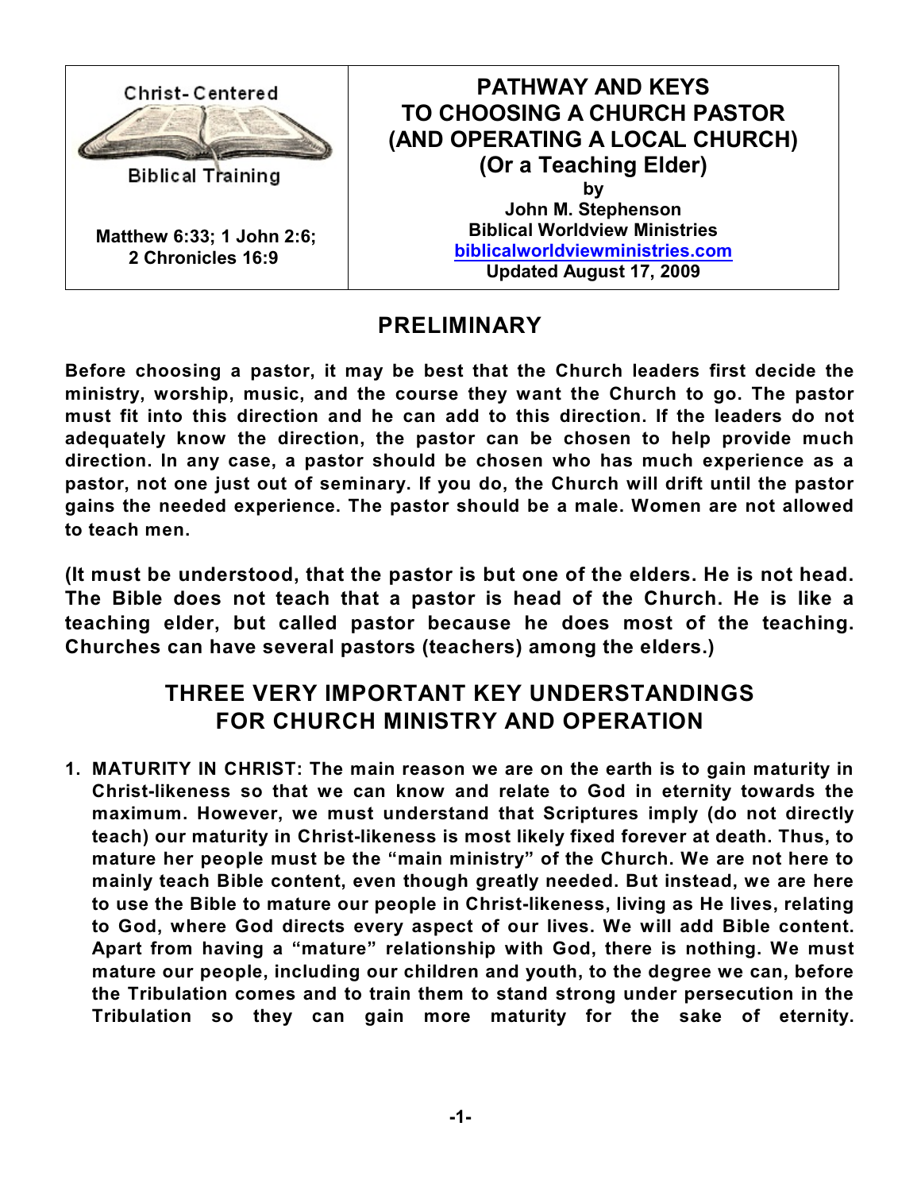Christ-Centered

Biblical Training

**Matthew 6:33; 1 John 2:6; 2 Chronicles 16:9**

# PATHWAY AND KEYS TO CHOOSING A CHURCH PASTOR (AND OPERATING A LOCAL CHURCH) (Or a Teaching Elder)

**by**
**John M. Stephenson**
**Biblical Worldview Ministries**
**[biblicalworldviewministries.com](http://biblicalworldviewministries.com)**
**Updated August 17, 2009**

## PRELIMINARY

**Before choosing a pastor, it may be best that the Church leaders first decide the ministry, worship, music, and the course they want the Church to go. The pastor must fit into this direction and he can add to this direction. If the leaders do not adequately know the direction, the pastor can be chosen to help provide much direction. In any case, a pastor should be chosen who has much experience as a pastor, not one just out of seminary. If you do, the Church will drift until the pastor gains the needed experience. The pastor should be a male. Women are not allowed to teach men.**

**(It must be understood, that the pastor is but one of the elders. He is not head. The Bible does not teach that a pastor is head of the Church. He is like a teaching elder, but called pastor because he does most of the teaching. Churches can have several pastors (teachers) among the elders.)**

## THREE VERY IMPORTANT KEY UNDERSTANDINGS FOR CHURCH MINISTRY AND OPERATION

1. **MATURITY IN CHRIST: The main reason we are on the earth is to gain maturity in Christ-likeness so that we can know and relate to God in eternity towards the maximum. However, we must understand that Scriptures imply (do not directly teach) our maturity in Christ-likeness is most likely fixed forever at death. Thus, to mature her people must be the "main ministry" of the Church. We are not here to mainly teach Bible content, even though greatly needed. But instead, we are here to use the Bible to mature our people in Christ-likeness, living as He lives, relating to God, where God directs every aspect of our lives. We will add Bible content. Apart from having a "mature" relationship with God, there is nothing. We must mature our people, including our children and youth, to the degree we can, before the Tribulation comes and to train them to stand strong under persecution in the Tribulation so they can gain more maturity for the sake of eternity.**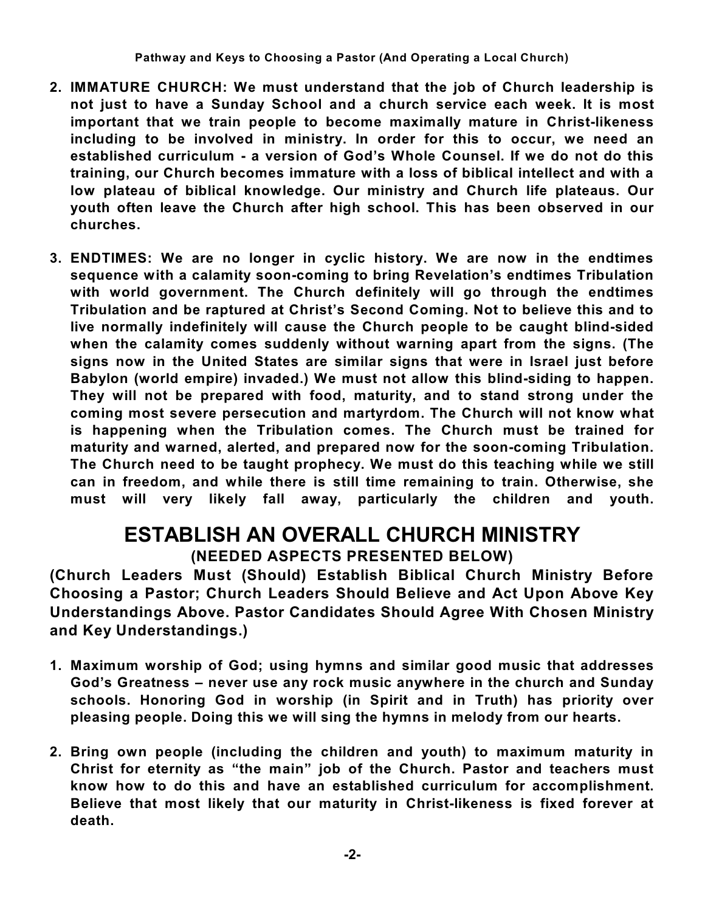2. **IMMATURE CHURCH: We must understand that the job of Church leadership is not just to have a Sunday School and a church service each week. It is most important that we train people to become maximally mature in Christ-likeness including to be involved in ministry. In order for this to occur, we need an established curriculum - a version of God's Whole Counsel. If we do not do this training, our Church becomes immature with a loss of biblical intellect and with a low plateau of biblical knowledge. Our ministry and Church life plateaus. Our youth often leave the Church after high school. This has been observed in our churches.**

3. **ENDTIMES: We are no longer in cyclic history. We are now in the endtimes sequence with a calamity soon-coming to bring Revelation's endtimes Tribulation with world government. The Church definitely will go through the endtimes Tribulation and be raptured at Christ's Second Coming. Not to believe this and to live normally indefinitely will cause the Church people to be caught blind-sided when the calamity comes suddenly without warning apart from the signs. (The signs now in the United States are similar signs that were in Israel just before Babylon (world empire) invaded.) We must not allow this blind-siding to happen. They will not be prepared with food, maturity, and to stand strong under the coming most severe persecution and martyrdom. The Church will not know what is happening when the Tribulation comes. The Church must be trained for maturity and warned, alerted, and prepared now for the soon-coming Tribulation. The Church need to be taught prophecy. We must do this teaching while we still can in freedom, and while there is still time remaining to train. Otherwise, she must will very likely fall away, particularly the children and youth.**

# ESTABLISH AN OVERALL CHURCH MINISTRY

### (NEEDED ASPECTS PRESENTED BELOW)

**(Church Leaders Must (Should) Establish Biblical Church Ministry Before Choosing a Pastor; Church Leaders Should Believe and Act Upon Above Key Understandings Above. Pastor Candidates Should Agree With Chosen Ministry and Key Understandings.)**

1. **Maximum worship of God; using hymns and similar good music that addresses God's Greatness – never use any rock music anywhere in the church and Sunday schools. Honoring God in worship (in Spirit and in Truth) has priority over pleasing people. Doing this we will sing the hymns in melody from our hearts.**

2. **Bring own people (including the children and youth) to maximum maturity in Christ for eternity as "the main" job of the Church. Pastor and teachers must know how to do this and have an established curriculum for accomplishment. Believe that most likely that our maturity in Christ-likeness is fixed forever at death.**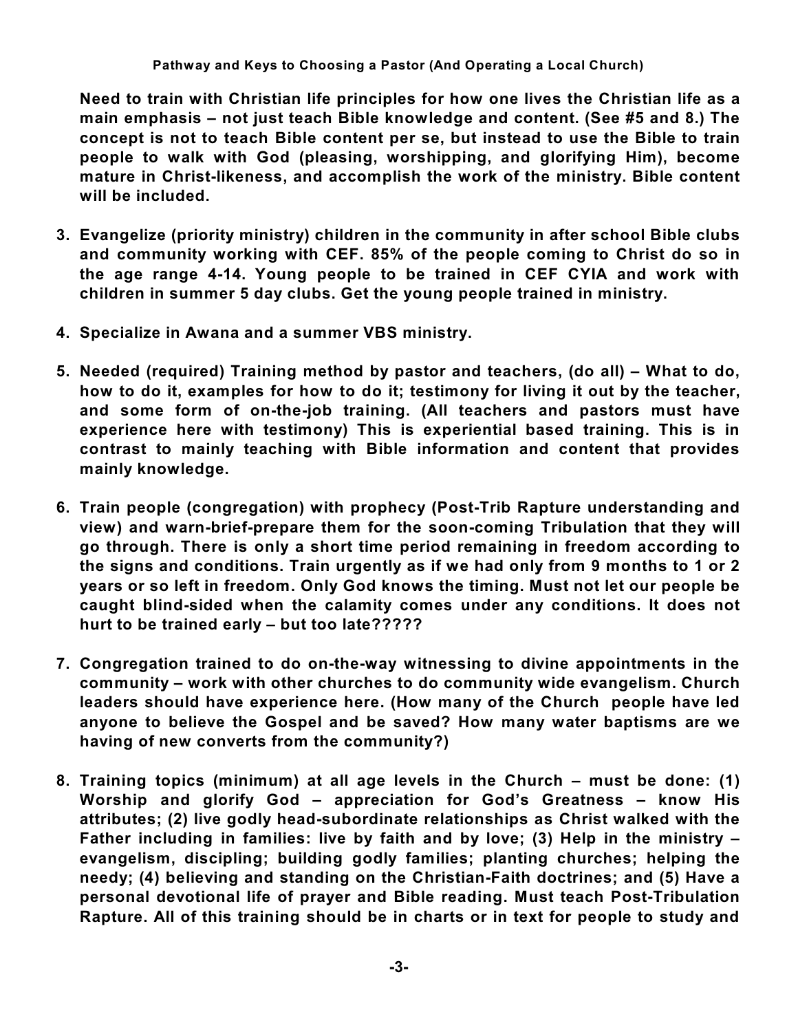**Need to train with Christian life principles for how one lives the Christian life as a main emphasis – not just teach Bible knowledge and content. (See #5 and 8.) The concept is not to teach Bible content per se, but instead to use the Bible to train people to walk with God (pleasing, worshipping, and glorifying Him), become mature in Christ-likeness, and accomplish the work of the ministry. Bible content will be included.**

3. **Evangelize (priority ministry) children in the community in after school Bible clubs and community working with CEF. 85% of the people coming to Christ do so in the age range 4-14. Young people to be trained in CEF CYIA and work with children in summer 5 day clubs. Get the young people trained in ministry.**

4. **Specialize in Awana and a summer VBS ministry.**

5. **Needed (required) Training method by pastor and teachers, (do all) – What to do, how to do it, examples for how to do it; testimony for living it out by the teacher, and some form of on-the-job training. (All teachers and pastors must have experience here with testimony) This is experiential based training. This is in contrast to mainly teaching with Bible information and content that provides mainly knowledge.**

6. **Train people (congregation) with prophecy (Post-Trib Rapture understanding and view) and warn-brief-prepare them for the soon-coming Tribulation that they will go through. There is only a short time period remaining in freedom according to the signs and conditions. Train urgently as if we had only from 9 months to 1 or 2 years or so left in freedom. Only God knows the timing. Must not let our people be caught blind-sided when the calamity comes under any conditions. It does not hurt to be trained early – but too late?????**

7. **Congregation trained to do on-the-way witnessing to divine appointments in the community – work with other churches to do community wide evangelism. Church leaders should have experience here. (How many of the Church people have led anyone to believe the Gospel and be saved? How many water baptisms are we having of new converts from the community?)**

8. **Training topics (minimum) at all age levels in the Church – must be done: (1) Worship and glorify God – appreciation for God's Greatness – know His attributes; (2) live godly head-subordinate relationships as Christ walked with the Father including in families: live by faith and by love; (3) Help in the ministry – evangelism, discipling; building godly families; planting churches; helping the needy; (4) believing and standing on the Christian-Faith doctrines; and (5) Have a personal devotional life of prayer and Bible reading. Must teach Post-Tribulation Rapture. All of this training should be in charts or in text for people to study and**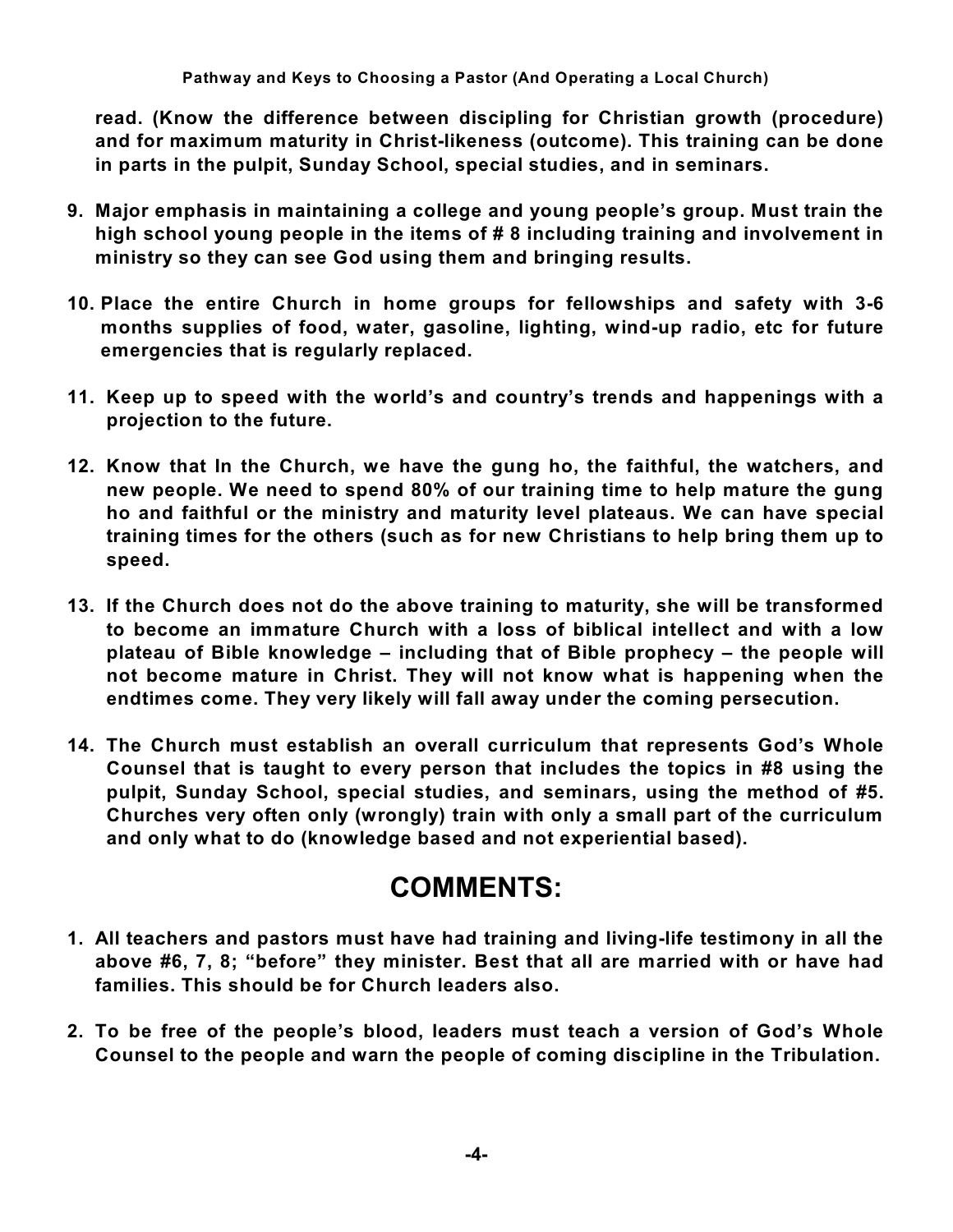**read. (Know the difference between discipling for Christian growth (procedure) and for maximum maturity in Christ-likeness (outcome). This training can be done in parts in the pulpit, Sunday School, special studies, and in seminars.**

9. **Major emphasis in maintaining a college and young people's group. Must train the high school young people in the items of # 8 including training and involvement in ministry so they can see God using them and bringing results.**

10. **Place the entire Church in home groups for fellowships and safety with 3-6 months supplies of food, water, gasoline, lighting, wind-up radio, etc for future emergencies that is regularly replaced.**

11. **Keep up to speed with the world's and country's trends and happenings with a projection to the future.**

12. **Know that In the Church, we have the gung ho, the faithful, the watchers, and new people. We need to spend 80% of our training time to help mature the gung ho and faithful or the ministry and maturity level plateaus. We can have special training times for the others (such as for new Christians to help bring them up to speed.**

13. **If the Church does not do the above training to maturity, she will be transformed to become an immature Church with a loss of biblical intellect and with a low plateau of Bible knowledge – including that of Bible prophecy – the people will not become mature in Christ. They will not know what is happening when the endtimes come. They very likely will fall away under the coming persecution.**

14. **The Church must establish an overall curriculum that represents God's Whole Counsel that is taught to every person that includes the topics in #8 using the pulpit, Sunday School, special studies, and seminars, using the method of #5. Churches very often only (wrongly) train with only a small part of the curriculum and only what to do (knowledge based and not experiential based).**

## COMMENTS:

1. **All teachers and pastors must have had training and living-life testimony in all the above #6, 7, 8; "before" they minister. Best that all are married with or have had families. This should be for Church leaders also.**

2. **To be free of the people's blood, leaders must teach a version of God's Whole Counsel to the people and warn the people of coming discipline in the Tribulation.**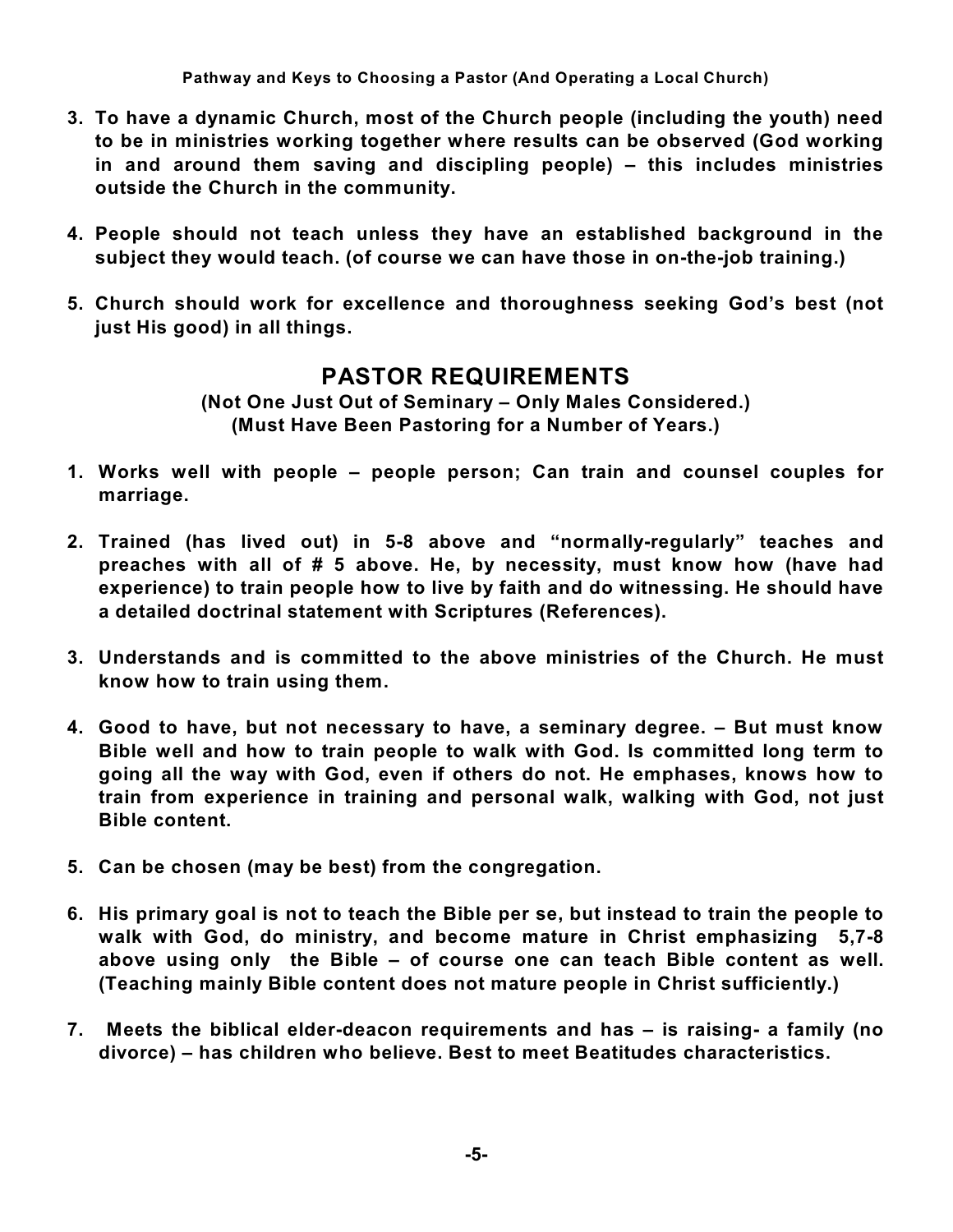**3. To have a dynamic Church, most of the Church people (including the youth) need to be in ministries working together where results can be observed (God working in and around them saving and discipling people) – this includes ministries outside the Church in the community.**

**4. People should not teach unless they have an established background in the subject they would teach. (of course we can have those in on-the-job training.)**

**5. Church should work for excellence and thoroughness seeking God's best (not just His good) in all things.**

## PASTOR REQUIREMENTS

**(Not One Just Out of Seminary – Only Males Considered.)**
**(Must Have Been Pastoring for a Number of Years.)**

**1. Works well with people – people person; Can train and counsel couples for marriage.**

**2. Trained (has lived out) in 5-8 above and "normally-regularly" teaches and preaches with all of # 5 above. He, by necessity, must know how (have had experience) to train people how to live by faith and do witnessing. He should have a detailed doctrinal statement with Scriptures (References).**

**3. Understands and is committed to the above ministries of the Church. He must know how to train using them.**

**4. Good to have, but not necessary to have, a seminary degree. – But must know Bible well and how to train people to walk with God. Is committed long term to going all the way with God, even if others do not. He emphases, knows how to train from experience in training and personal walk, walking with God, not just Bible content.**

**5. Can be chosen (may be best) from the congregation.**

**6. His primary goal is not to teach the Bible per se, but instead to train the people to walk with God, do ministry, and become mature in Christ emphasizing 5,7-8 above using only the Bible – of course one can teach Bible content as well. (Teaching mainly Bible content does not mature people in Christ sufficiently.)**

**7. Meets the biblical elder-deacon requirements and has – is raising- a family (no divorce) – has children who believe. Best to meet Beatitudes characteristics.**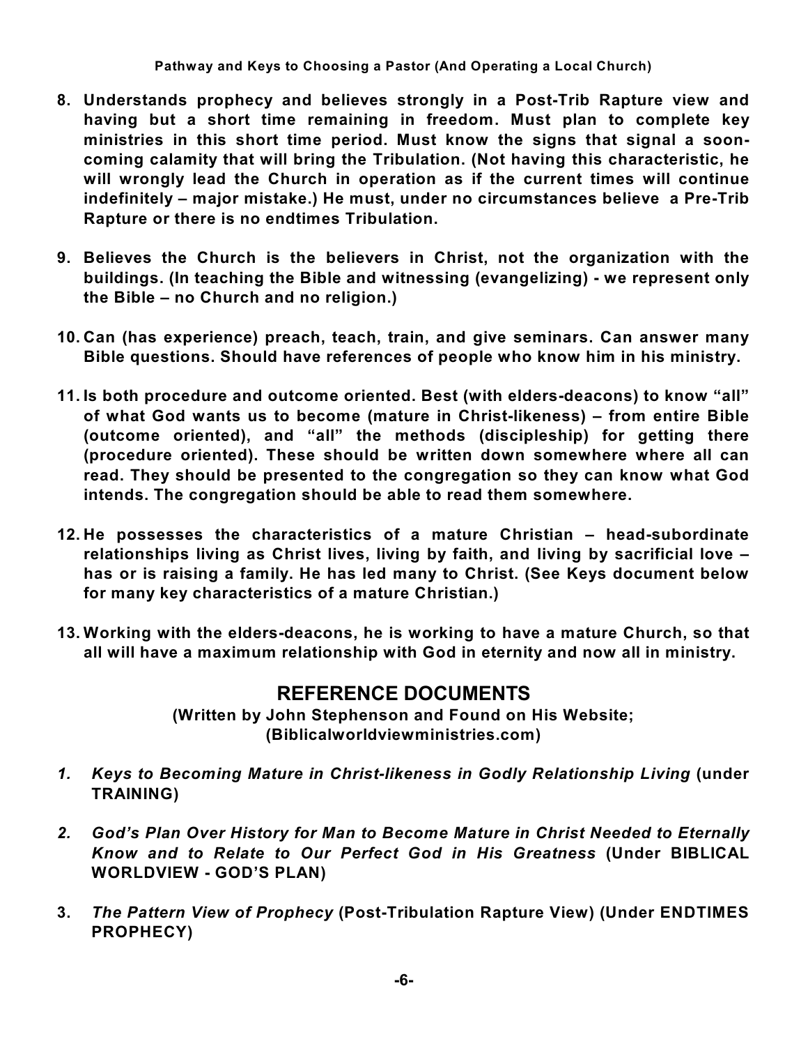**8. Understands prophecy and believes strongly in a Post-Trib Rapture view and having but a short time remaining in freedom. Must plan to complete key ministries in this short time period. Must know the signs that signal a soon-coming calamity that will bring the Tribulation. (Not having this characteristic, he will wrongly lead the Church in operation as if the current times will continue indefinitely – major mistake.) He must, under no circumstances believe a Pre-Trib Rapture or there is no endtimes Tribulation.**

**9. Believes the Church is the believers in Christ, not the organization with the buildings. (In teaching the Bible and witnessing (evangelizing) - we represent only the Bible – no Church and no religion.)**

**10. Can (has experience) preach, teach, train, and give seminars. Can answer many Bible questions. Should have references of people who know him in his ministry.**

**11. Is both procedure and outcome oriented. Best (with elders-deacons) to know "all" of what God wants us to become (mature in Christ-likeness) – from entire Bible (outcome oriented), and "all" the methods (discipleship) for getting there (procedure oriented). These should be written down somewhere where all can read. They should be presented to the congregation so they can know what God intends. The congregation should be able to read them somewhere.**

**12. He possesses the characteristics of a mature Christian – head-subordinate relationships living as Christ lives, living by faith, and living by sacrificial love – has or is raising a family. He has led many to Christ. (See Keys document below for many key characteristics of a mature Christian.)**

**13. Working with the elders-deacons, he is working to have a mature Church, so that all will have a maximum relationship with God in eternity and now all in ministry.**

## REFERENCE DOCUMENTS

**(Written by John Stephenson and Found on His Website; (Biblicalworldviewministries.com)**

1. ***Keys to Becoming Mature in Christ-likeness in Godly Relationship Living*** **(under TRAINING)**

2. ***God's Plan Over History for Man to Become Mature in Christ Needed to Eternally Know and to Relate to Our Perfect God in His Greatness*** **(Under BIBLICAL WORLDVIEW - GOD'S PLAN)**

3. ***The Pattern View of Prophecy*** **(Post-Tribulation Rapture View) (Under ENDTIMES PROPHECY)**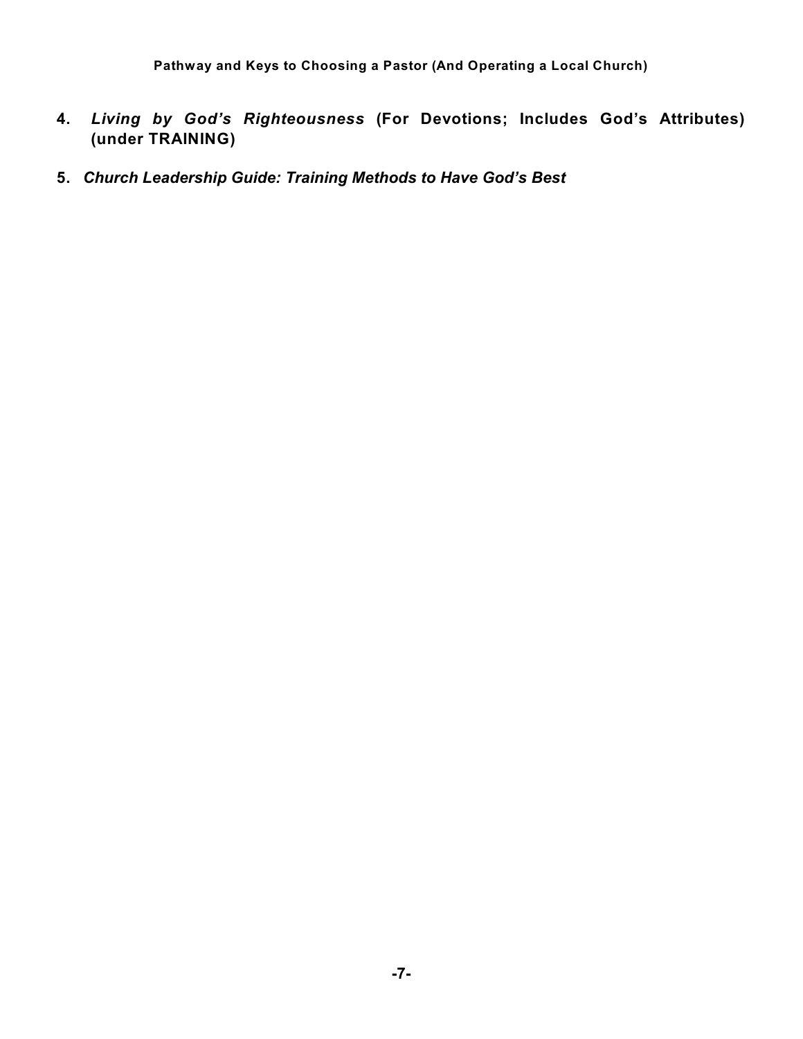4. *Living by God's Righteousness* **(For Devotions; Includes God's Attributes) (under TRAINING)**

5. ***Church Leadership Guide: Training Methods to Have God's Best***